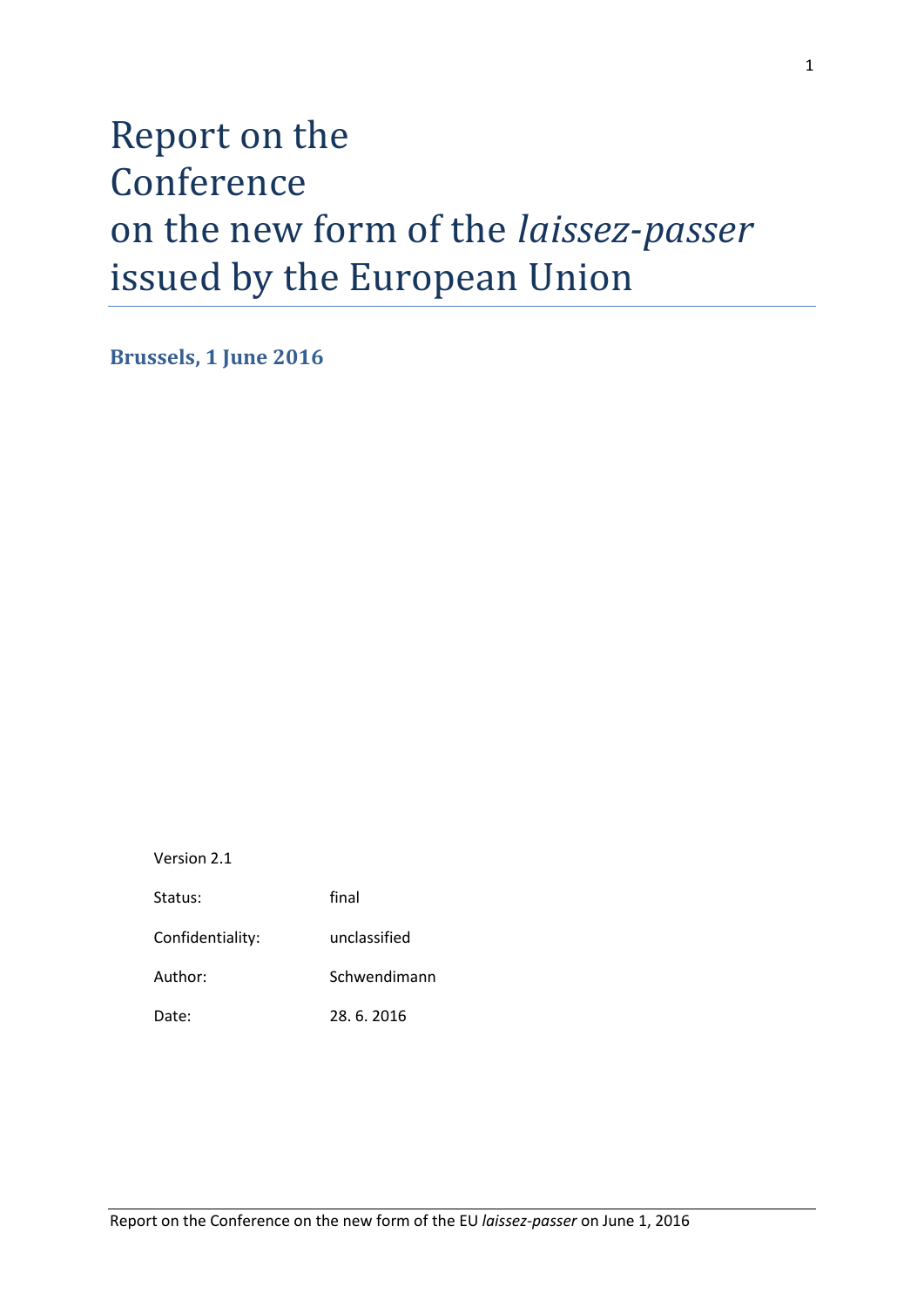# Report on the Conference on the new form of the *laissez-passer* issued by the European Union

**Brussels, 1 June 2016**

| | |
|---|---|
| Version 2.1 | |
| Status: | final |
| Confidentiality: | unclassified |
| Author: | Schwendimann |
| Date: | 28. 6. 2016 |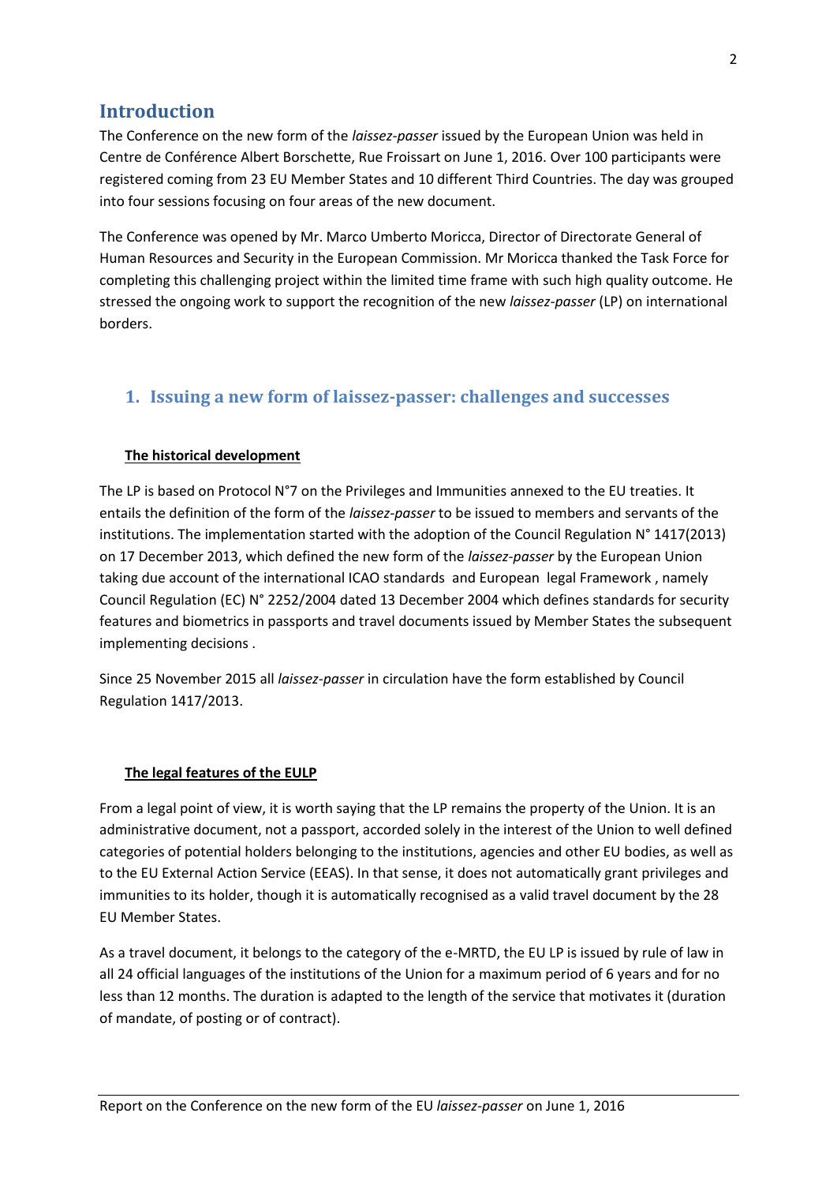## Introduction

The Conference on the new form of the *laissez-passer* issued by the European Union was held in Centre de Conférence Albert Borschette, Rue Froissart on June 1, 2016. Over 100 participants were registered coming from 23 EU Member States and 10 different Third Countries. The day was grouped into four sessions focusing on four areas of the new document.

The Conference was opened by Mr. Marco Umberto Moricca, Director of Directorate General of Human Resources and Security in the European Commission. Mr Moricca thanked the Task Force for completing this challenging project within the limited time frame with such high quality outcome. He stressed the ongoing work to support the recognition of the new *laissez-passer* (LP) on international borders.

### 1. Issuing a new form of laissez-passer: challenges and successes

**The historical development**

The LP is based on Protocol N°7 on the Privileges and Immunities annexed to the EU treaties. It entails the definition of the form of the *laissez-passer* to be issued to members and servants of the institutions. The implementation started with the adoption of the Council Regulation N° 1417(2013) on 17 December 2013, which defined the new form of the *laissez-passer* by the European Union taking due account of the international ICAO standards and European legal Framework , namely Council Regulation (EC) N° 2252/2004 dated 13 December 2004 which defines standards for security features and biometrics in passports and travel documents issued by Member States the subsequent implementing decisions .

Since 25 November 2015 all *laissez-passer* in circulation have the form established by Council Regulation 1417/2013.

**The legal features of the EULP**

From a legal point of view, it is worth saying that the LP remains the property of the Union. It is an administrative document, not a passport, accorded solely in the interest of the Union to well defined categories of potential holders belonging to the institutions, agencies and other EU bodies, as well as to the EU External Action Service (EEAS). In that sense, it does not automatically grant privileges and immunities to its holder, though it is automatically recognised as a valid travel document by the 28 EU Member States.

As a travel document, it belongs to the category of the e-MRTD, the EU LP is issued by rule of law in all 24 official languages of the institutions of the Union for a maximum period of 6 years and for no less than 12 months. The duration is adapted to the length of the service that motivates it (duration of mandate, of posting or of contract).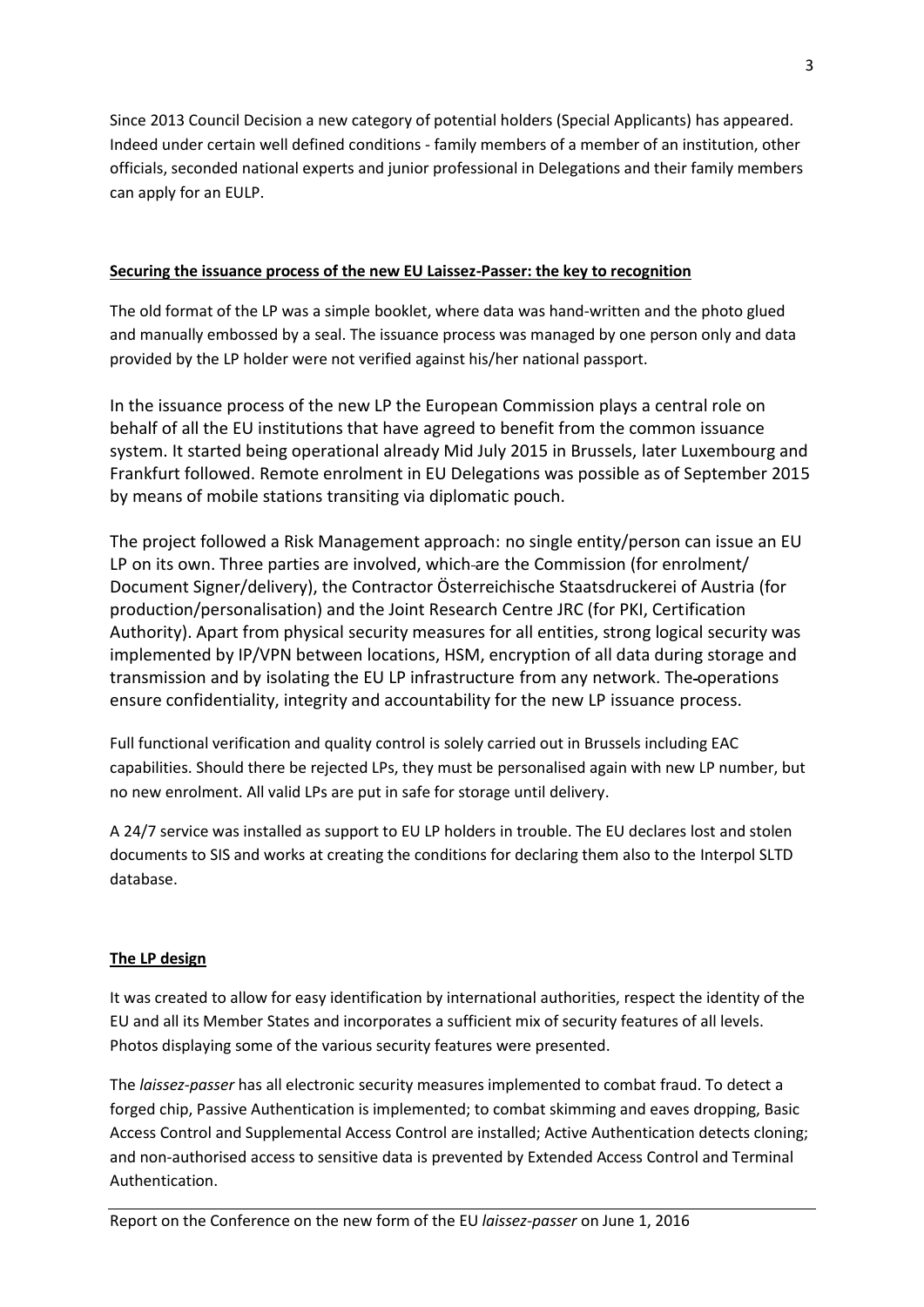Since 2013 Council Decision a new category of potential holders (Special Applicants) has appeared. Indeed under certain well defined conditions - family members of a member of an institution, other officials, seconded national experts and junior professional in Delegations and their family members can apply for an EULP.

**Securing the issuance process of the new EU Laissez-Passer: the key to recognition**

The old format of the LP was a simple booklet, where data was hand-written and the photo glued and manually embossed by a seal. The issuance process was managed by one person only and data provided by the LP holder were not verified against his/her national passport.

In the issuance process of the new LP the European Commission plays a central role on behalf of all the EU institutions that have agreed to benefit from the common issuance system. It started being operational already Mid July 2015 in Brussels, later Luxembourg and Frankfurt followed. Remote enrolment in EU Delegations was possible as of September 2015 by means of mobile stations transiting via diplomatic pouch.

The project followed a Risk Management approach: no single entity/person can issue an EU LP on its own. Three parties are involved, which are the Commission (for enrolment/ Document Signer/delivery), the Contractor Österreichische Staatsdruckerei of Austria (for production/personalisation) and the Joint Research Centre JRC (for PKI, Certification Authority). Apart from physical security measures for all entities, strong logical security was implemented by IP/VPN between locations, HSM, encryption of all data during storage and transmission and by isolating the EU LP infrastructure from any network. The operations ensure confidentiality, integrity and accountability for the new LP issuance process.

Full functional verification and quality control is solely carried out in Brussels including EAC capabilities. Should there be rejected LPs, they must be personalised again with new LP number, but no new enrolment. All valid LPs are put in safe for storage until delivery.

A 24/7 service was installed as support to EU LP holders in trouble. The EU declares lost and stolen documents to SIS and works at creating the conditions for declaring them also to the Interpol SLTD database.

**The LP design**

It was created to allow for easy identification by international authorities, respect the identity of the EU and all its Member States and incorporates a sufficient mix of security features of all levels. Photos displaying some of the various security features were presented.

The *laissez-passer* has all electronic security measures implemented to combat fraud. To detect a forged chip, Passive Authentication is implemented; to combat skimming and eaves dropping, Basic Access Control and Supplemental Access Control are installed; Active Authentication detects cloning; and non-authorised access to sensitive data is prevented by Extended Access Control and Terminal Authentication.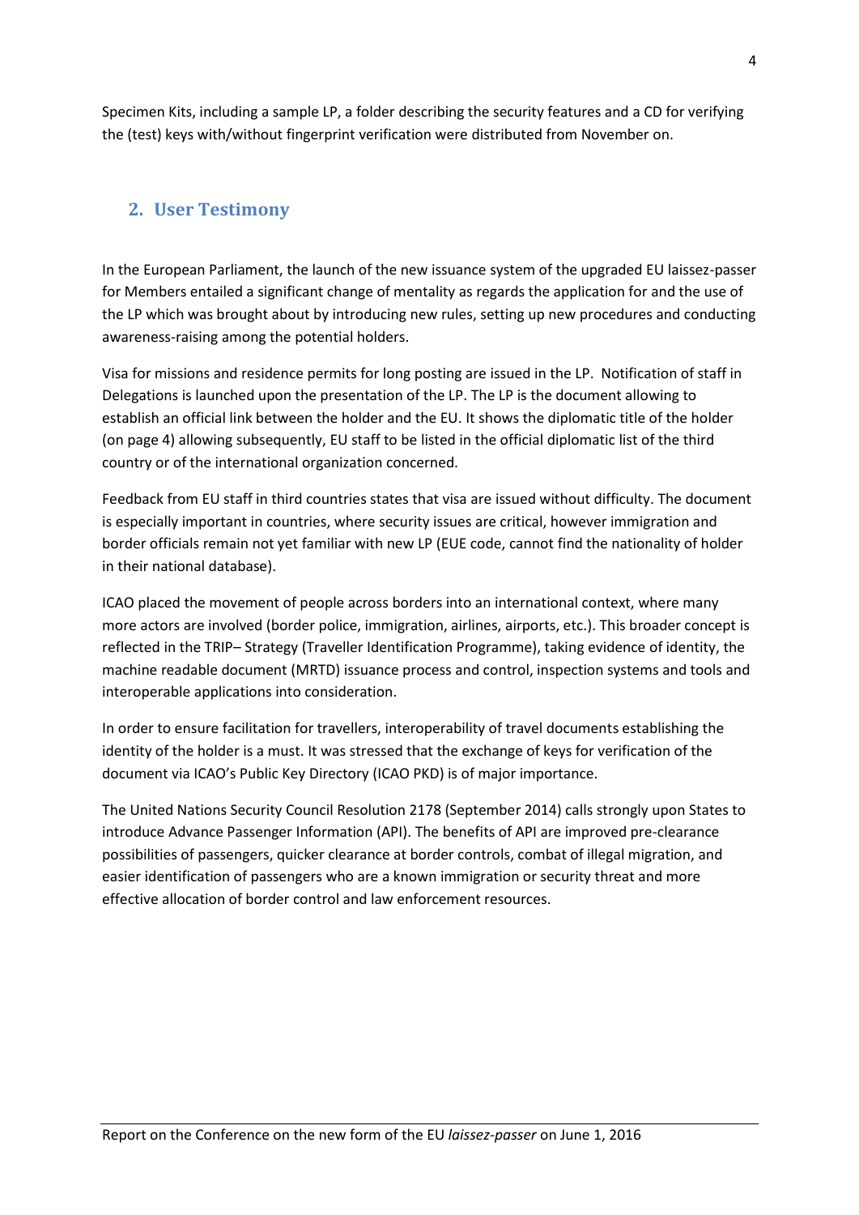Specimen Kits, including a sample LP, a folder describing the security features and a CD for verifying the (test) keys with/without fingerprint verification were distributed from November on.

## 2. User Testimony

In the European Parliament, the launch of the new issuance system of the upgraded EU laissez-passer for Members entailed a significant change of mentality as regards the application for and the use of the LP which was brought about by introducing new rules, setting up new procedures and conducting awareness-raising among the potential holders.

Visa for missions and residence permits for long posting are issued in the LP. Notification of staff in Delegations is launched upon the presentation of the LP. The LP is the document allowing to establish an official link between the holder and the EU. It shows the diplomatic title of the holder (on page 4) allowing subsequently, EU staff to be listed in the official diplomatic list of the third country or of the international organization concerned.

Feedback from EU staff in third countries states that visa are issued without difficulty. The document is especially important in countries, where security issues are critical, however immigration and border officials remain not yet familiar with new LP (EUE code, cannot find the nationality of holder in their national database).

ICAO placed the movement of people across borders into an international context, where many more actors are involved (border police, immigration, airlines, airports, etc.). This broader concept is reflected in the TRIP– Strategy (Traveller Identification Programme), taking evidence of identity, the machine readable document (MRTD) issuance process and control, inspection systems and tools and interoperable applications into consideration.

In order to ensure facilitation for travellers, interoperability of travel documents establishing the identity of the holder is a must. It was stressed that the exchange of keys for verification of the document via ICAO's Public Key Directory (ICAO PKD) is of major importance.

The United Nations Security Council Resolution 2178 (September 2014) calls strongly upon States to introduce Advance Passenger Information (API). The benefits of API are improved pre-clearance possibilities of passengers, quicker clearance at border controls, combat of illegal migration, and easier identification of passengers who are a known immigration or security threat and more effective allocation of border control and law enforcement resources.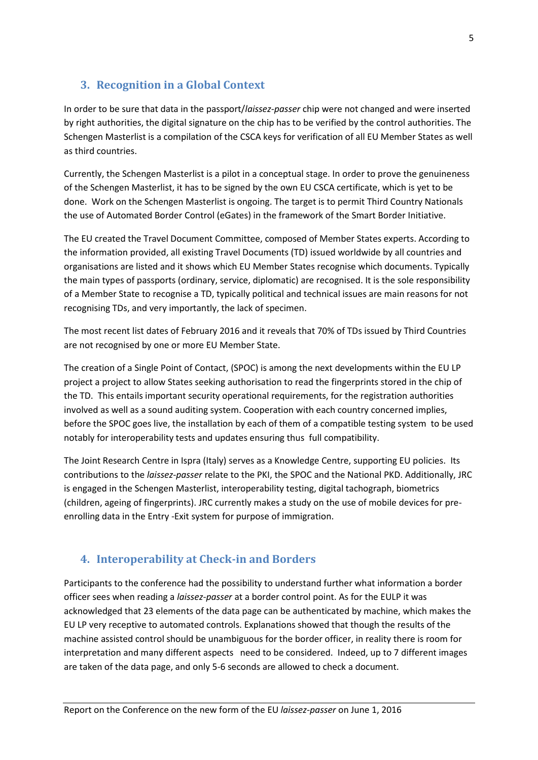## 3. Recognition in a Global Context

In order to be sure that data in the passport/*laissez-passer* chip were not changed and were inserted by right authorities, the digital signature on the chip has to be verified by the control authorities. The Schengen Masterlist is a compilation of the CSCA keys for verification of all EU Member States as well as third countries.

Currently, the Schengen Masterlist is a pilot in a conceptual stage. In order to prove the genuineness of the Schengen Masterlist, it has to be signed by the own EU CSCA certificate, which is yet to be done. Work on the Schengen Masterlist is ongoing. The target is to permit Third Country Nationals the use of Automated Border Control (eGates) in the framework of the Smart Border Initiative.

The EU created the Travel Document Committee, composed of Member States experts. According to the information provided, all existing Travel Documents (TD) issued worldwide by all countries and organisations are listed and it shows which EU Member States recognise which documents. Typically the main types of passports (ordinary, service, diplomatic) are recognised. It is the sole responsibility of a Member State to recognise a TD, typically political and technical issues are main reasons for not recognising TDs, and very importantly, the lack of specimen.

The most recent list dates of February 2016 and it reveals that 70% of TDs issued by Third Countries are not recognised by one or more EU Member State.

The creation of a Single Point of Contact, (SPOC) is among the next developments within the EU LP project a project to allow States seeking authorisation to read the fingerprints stored in the chip of the TD. This entails important security operational requirements, for the registration authorities involved as well as a sound auditing system. Cooperation with each country concerned implies, before the SPOC goes live, the installation by each of them of a compatible testing system to be used notably for interoperability tests and updates ensuring thus full compatibility.

The Joint Research Centre in Ispra (Italy) serves as a Knowledge Centre, supporting EU policies. Its contributions to the *laissez-passer* relate to the PKI, the SPOC and the National PKD. Additionally, JRC is engaged in the Schengen Masterlist, interoperability testing, digital tachograph, biometrics (children, ageing of fingerprints). JRC currently makes a study on the use of mobile devices for pre-enrolling data in the Entry -Exit system for purpose of immigration.

## 4. Interoperability at Check-in and Borders

Participants to the conference had the possibility to understand further what information a border officer sees when reading a *laissez-passer* at a border control point. As for the EULP it was acknowledged that 23 elements of the data page can be authenticated by machine, which makes the EU LP very receptive to automated controls. Explanations showed that though the results of the machine assisted control should be unambiguous for the border officer, in reality there is room for interpretation and many different aspects need to be considered. Indeed, up to 7 different images are taken of the data page, and only 5-6 seconds are allowed to check a document.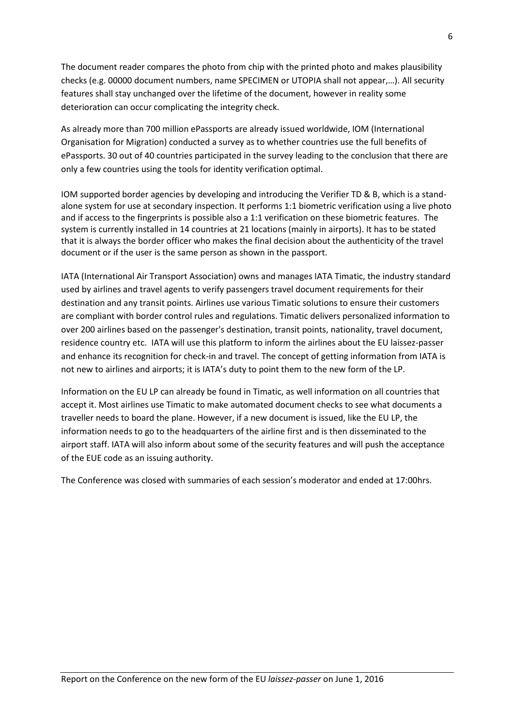The document reader compares the photo from chip with the printed photo and makes plausibility checks (e.g. 00000 document numbers, name SPECIMEN or UTOPIA shall not appear,…). All security features shall stay unchanged over the lifetime of the document, however in reality some deterioration can occur complicating the integrity check.

As already more than 700 million ePassports are already issued worldwide, IOM (International Organisation for Migration) conducted a survey as to whether countries use the full benefits of ePassports. 30 out of 40 countries participated in the survey leading to the conclusion that there are only a few countries using the tools for identity verification optimal.

IOM supported border agencies by developing and introducing the Verifier TD & B, which is a stand-alone system for use at secondary inspection. It performs 1:1 biometric verification using a live photo and if access to the fingerprints is possible also a 1:1 verification on these biometric features. The system is currently installed in 14 countries at 21 locations (mainly in airports). It has to be stated that it is always the border officer who makes the final decision about the authenticity of the travel document or if the user is the same person as shown in the passport.

IATA (International Air Transport Association) owns and manages IATA Timatic, the industry standard used by airlines and travel agents to verify passengers travel document requirements for their destination and any transit points. Airlines use various Timatic solutions to ensure their customers are compliant with border control rules and regulations. Timatic delivers personalized information to over 200 airlines based on the passenger's destination, transit points, nationality, travel document, residence country etc. IATA will use this platform to inform the airlines about the EU laissez-passer and enhance its recognition for check-in and travel. The concept of getting information from IATA is not new to airlines and airports; it is IATA's duty to point them to the new form of the LP.

Information on the EU LP can already be found in Timatic, as well information on all countries that accept it. Most airlines use Timatic to make automated document checks to see what documents a traveller needs to board the plane. However, if a new document is issued, like the EU LP, the information needs to go to the headquarters of the airline first and is then disseminated to the airport staff. IATA will also inform about some of the security features and will push the acceptance of the EUE code as an issuing authority.

The Conference was closed with summaries of each session's moderator and ended at 17:00hrs.